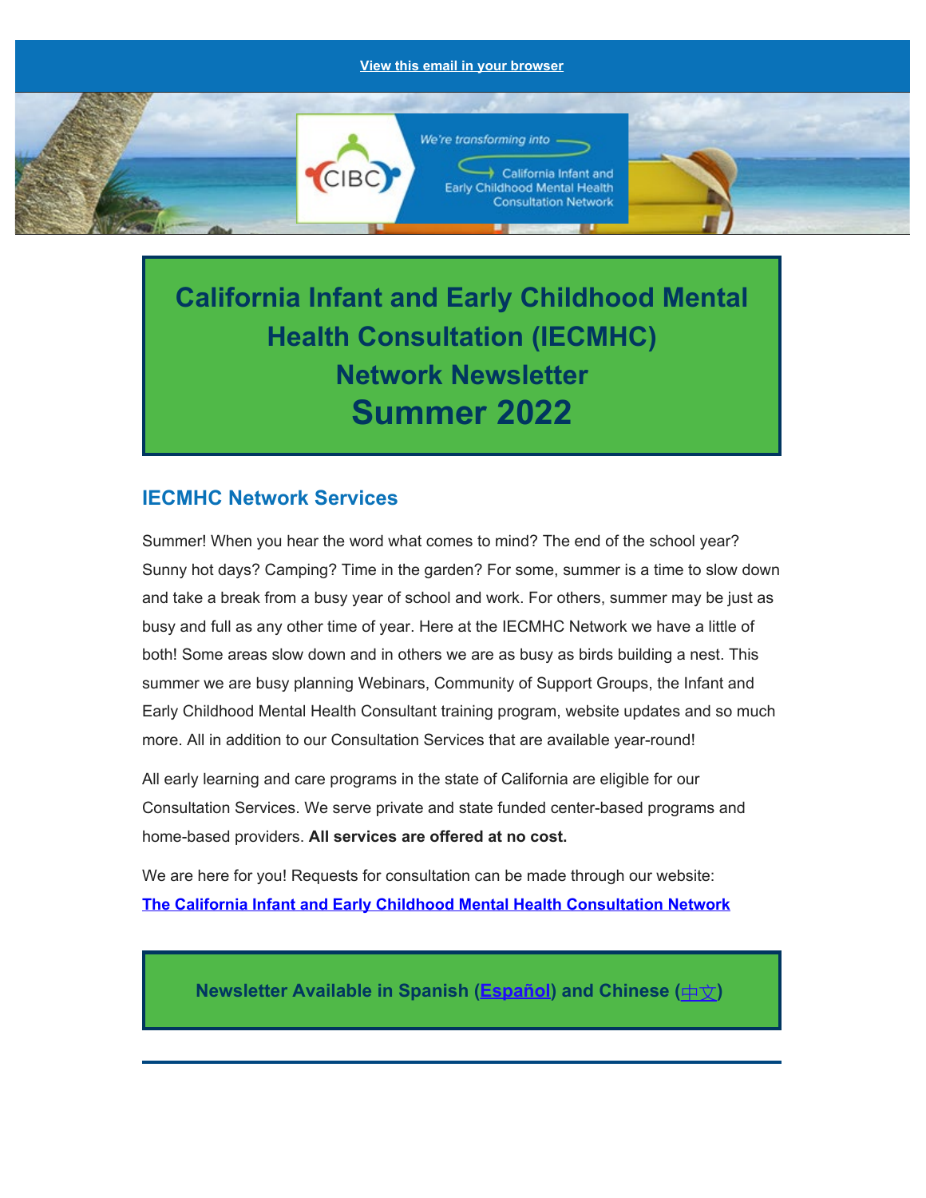View this email in your browser

# California Infant and Early Childhood Mental Health Consultation (IECMHC) Network Newsletter Summer 2022

## IECMHC Network Services

Summer! When you hear the word what comes to mind? The end of the school year? Sunny hot days? Camping? Time in the garden? For some, summer is a time to slow down and take a break from a busy year of school and work. For others, summer may be just as busy and full as any other time of year. Here at the IECMHC Network we have a little of both! Some areas slow down and in others we are as busy as birds building a nest. This summer we are busy planning Webinars, Community of Support Groups, the Infant and Early Childhood Mental Health Consultant training program, website updates and so much more. All in addition to our Consultation Services that are available year-round!

All early learning and care programs in the state of California are eligible for our Consultation Services. We serve private and state funded center-based programs and home-based providers. **All services are offered at no cost.**

We are here for you! Requests for consultation can be made through our website: The California Infant and Early Childhood Mental Health Consultation Network

**Newsletter Available in Spanish (Español) and Chinese (中文)**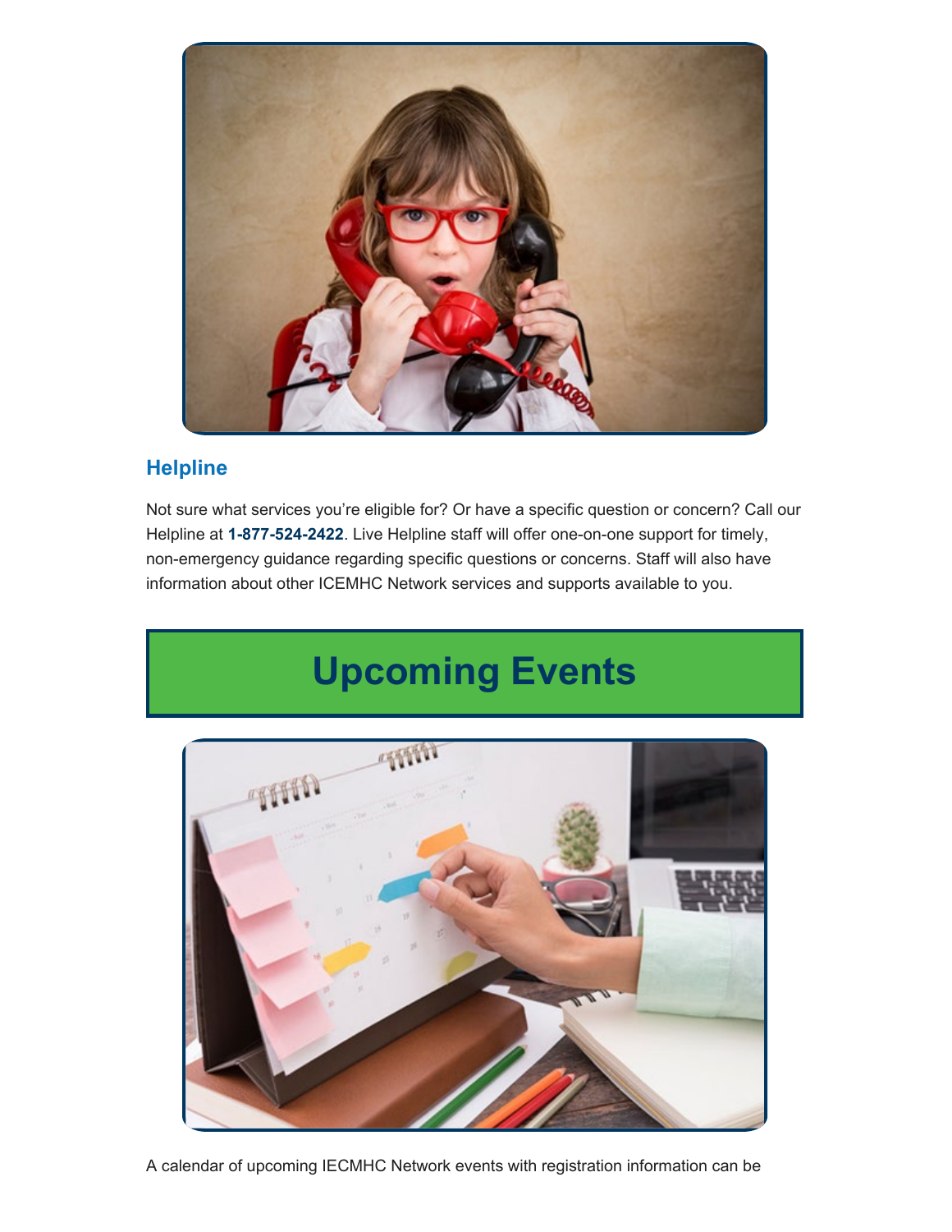## Helpline

Not sure what services you're eligible for? Or have a specific question or concern? Call our Helpline at **1-877-524-2422**. Live Helpline staff will offer one-on-one support for timely, non-emergency guidance regarding specific questions or concerns. Staff will also have information about other ICEMHC Network services and supports available to you.

# Upcoming Events

A calendar of upcoming IECMHC Network events with registration information can be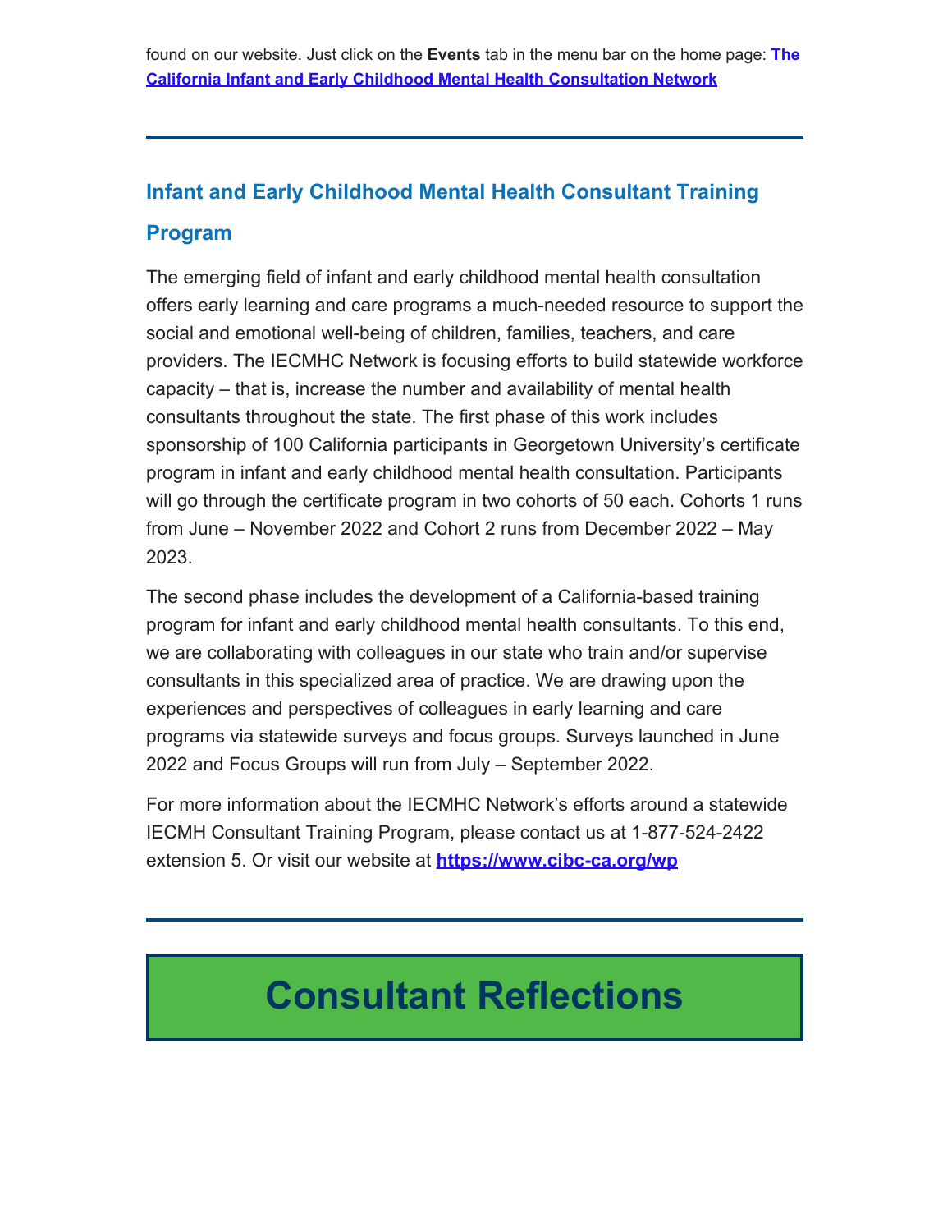found on our website. Just click on the **Events** tab in the menu bar on the home page: **The California Infant and Early Childhood Mental Health Consultation Network**

---

## Infant and Early Childhood Mental Health Consultant Training Program

The emerging field of infant and early childhood mental health consultation offers early learning and care programs a much-needed resource to support the social and emotional well-being of children, families, teachers, and care providers. The IECMHC Network is focusing efforts to build statewide workforce capacity – that is, increase the number and availability of mental health consultants throughout the state. The first phase of this work includes sponsorship of 100 California participants in Georgetown University's certificate program in infant and early childhood mental health consultation. Participants will go through the certificate program in two cohorts of 50 each. Cohorts 1 runs from June – November 2022 and Cohort 2 runs from December 2022 – May 2023.

The second phase includes the development of a California-based training program for infant and early childhood mental health consultants. To this end, we are collaborating with colleagues in our state who train and/or supervise consultants in this specialized area of practice. We are drawing upon the experiences and perspectives of colleagues in early learning and care programs via statewide surveys and focus groups. Surveys launched in June 2022 and Focus Groups will run from July – September 2022.

For more information about the IECMHC Network's efforts around a statewide IECMH Consultant Training Program, please contact us at 1-877-524-2422 extension 5. Or visit our website at **https://www.cibc-ca.org/wp**

---

# Consultant Reflections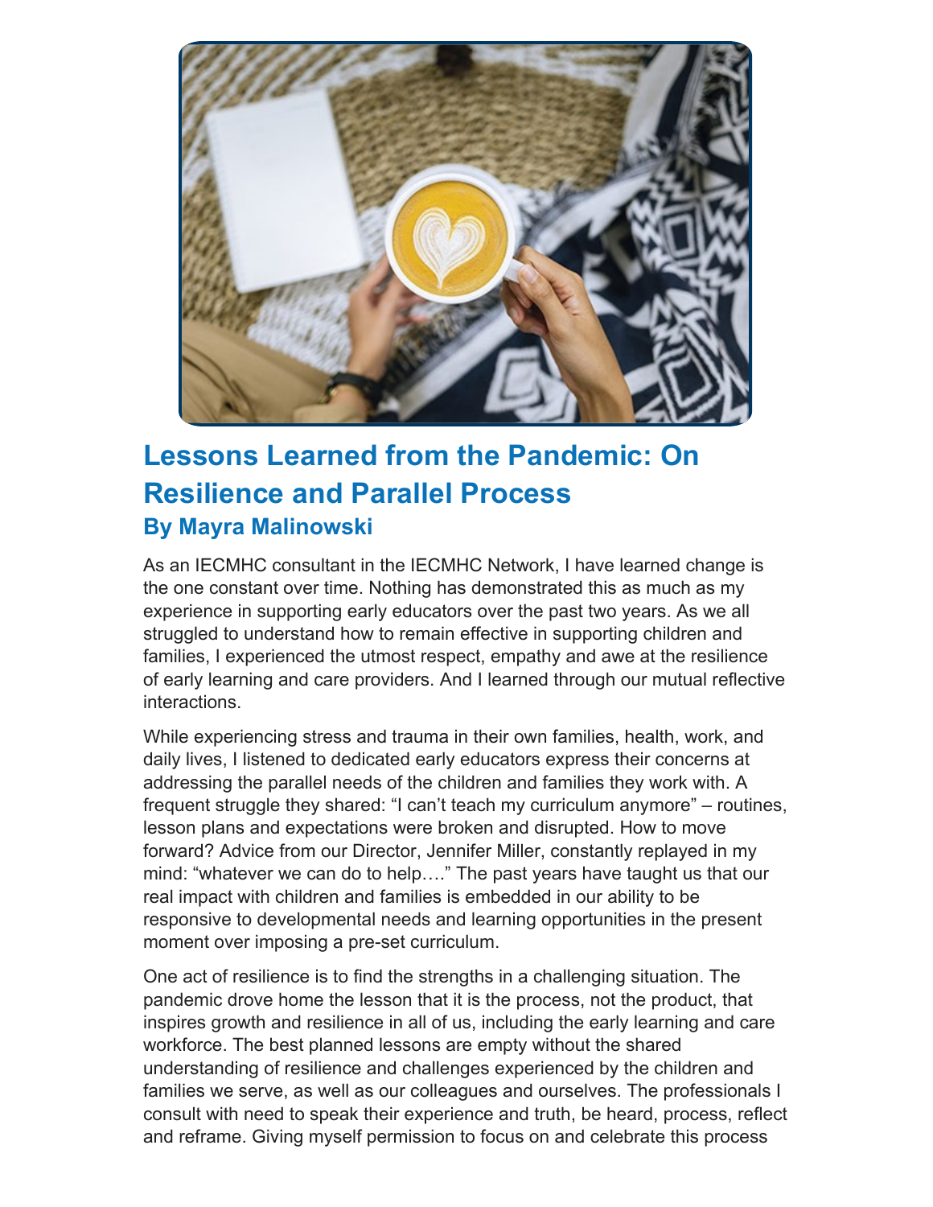## Lessons Learned from the Pandemic: On Resilience and Parallel Process

### By Mayra Malinowski

As an IECMHC consultant in the IECMHC Network, I have learned change is the one constant over time. Nothing has demonstrated this as much as my experience in supporting early educators over the past two years. As we all struggled to understand how to remain effective in supporting children and families, I experienced the utmost respect, empathy and awe at the resilience of early learning and care providers. And I learned through our mutual reflective interactions.

While experiencing stress and trauma in their own families, health, work, and daily lives, I listened to dedicated early educators express their concerns at addressing the parallel needs of the children and families they work with. A frequent struggle they shared: "I can't teach my curriculum anymore" – routines, lesson plans and expectations were broken and disrupted. How to move forward? Advice from our Director, Jennifer Miller, constantly replayed in my mind: "whatever we can do to help…." The past years have taught us that our real impact with children and families is embedded in our ability to be responsive to developmental needs and learning opportunities in the present moment over imposing a pre-set curriculum.

One act of resilience is to find the strengths in a challenging situation. The pandemic drove home the lesson that it is the process, not the product, that inspires growth and resilience in all of us, including the early learning and care workforce. The best planned lessons are empty without the shared understanding of resilience and challenges experienced by the children and families we serve, as well as our colleagues and ourselves. The professionals I consult with need to speak their experience and truth, be heard, process, reflect and reframe. Giving myself permission to focus on and celebrate this process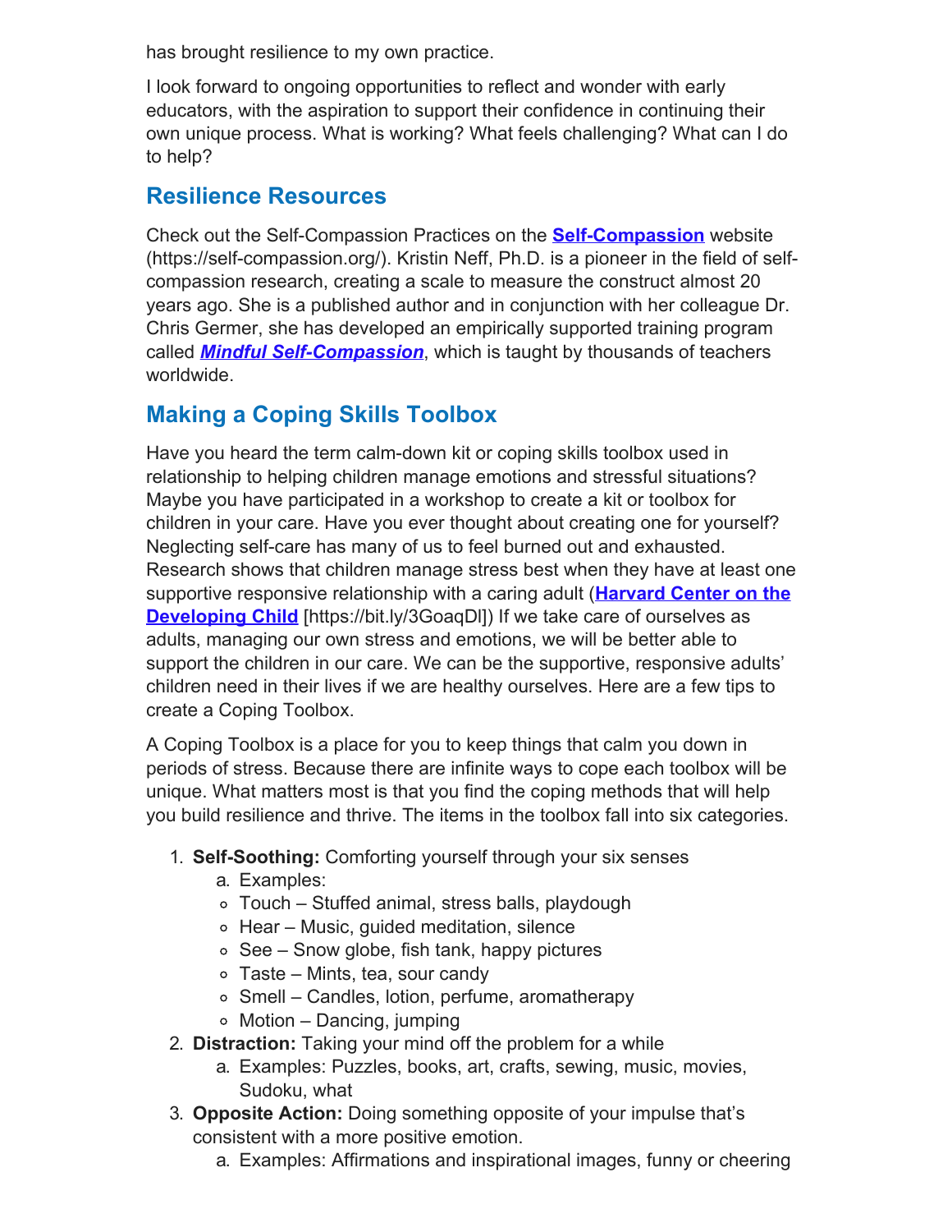has brought resilience to my own practice.

I look forward to ongoing opportunities to reflect and wonder with early educators, with the aspiration to support their confidence in continuing their own unique process. What is working? What feels challenging? What can I do to help?

## Resilience Resources

Check out the Self-Compassion Practices on the **Self-Compassion** website (https://self-compassion.org/). Kristin Neff, Ph.D. is a pioneer in the field of self-compassion research, creating a scale to measure the construct almost 20 years ago. She is a published author and in conjunction with her colleague Dr. Chris Germer, she has developed an empirically supported training program called ***Mindful Self-Compassion***, which is taught by thousands of teachers worldwide.

## Making a Coping Skills Toolbox

Have you heard the term calm-down kit or coping skills toolbox used in relationship to helping children manage emotions and stressful situations? Maybe you have participated in a workshop to create a kit or toolbox for children in your care. Have you ever thought about creating one for yourself? Neglecting self-care has many of us to feel burned out and exhausted. Research shows that children manage stress best when they have at least one supportive responsive relationship with a caring adult (**Harvard Center on the Developing Child** [https://bit.ly/3GoaqDl]) If we take care of ourselves as adults, managing our own stress and emotions, we will be better able to support the children in our care. We can be the supportive, responsive adults' children need in their lives if we are healthy ourselves. Here are a few tips to create a Coping Toolbox.

A Coping Toolbox is a place for you to keep things that calm you down in periods of stress. Because there are infinite ways to cope each toolbox will be unique. What matters most is that you find the coping methods that will help you build resilience and thrive. The items in the toolbox fall into six categories.

1. **Self-Soothing:** Comforting yourself through your six senses
   a. Examples:
   - Touch – Stuffed animal, stress balls, playdough
   - Hear – Music, guided meditation, silence
   - See – Snow globe, fish tank, happy pictures
   - Taste – Mints, tea, sour candy
   - Smell – Candles, lotion, perfume, aromatherapy
   - Motion – Dancing, jumping
2. **Distraction:** Taking your mind off the problem for a while
   a. Examples: Puzzles, books, art, crafts, sewing, music, movies, Sudoku, what
3. **Opposite Action:** Doing something opposite of your impulse that's consistent with a more positive emotion.
   a. Examples: Affirmations and inspirational images, funny or cheering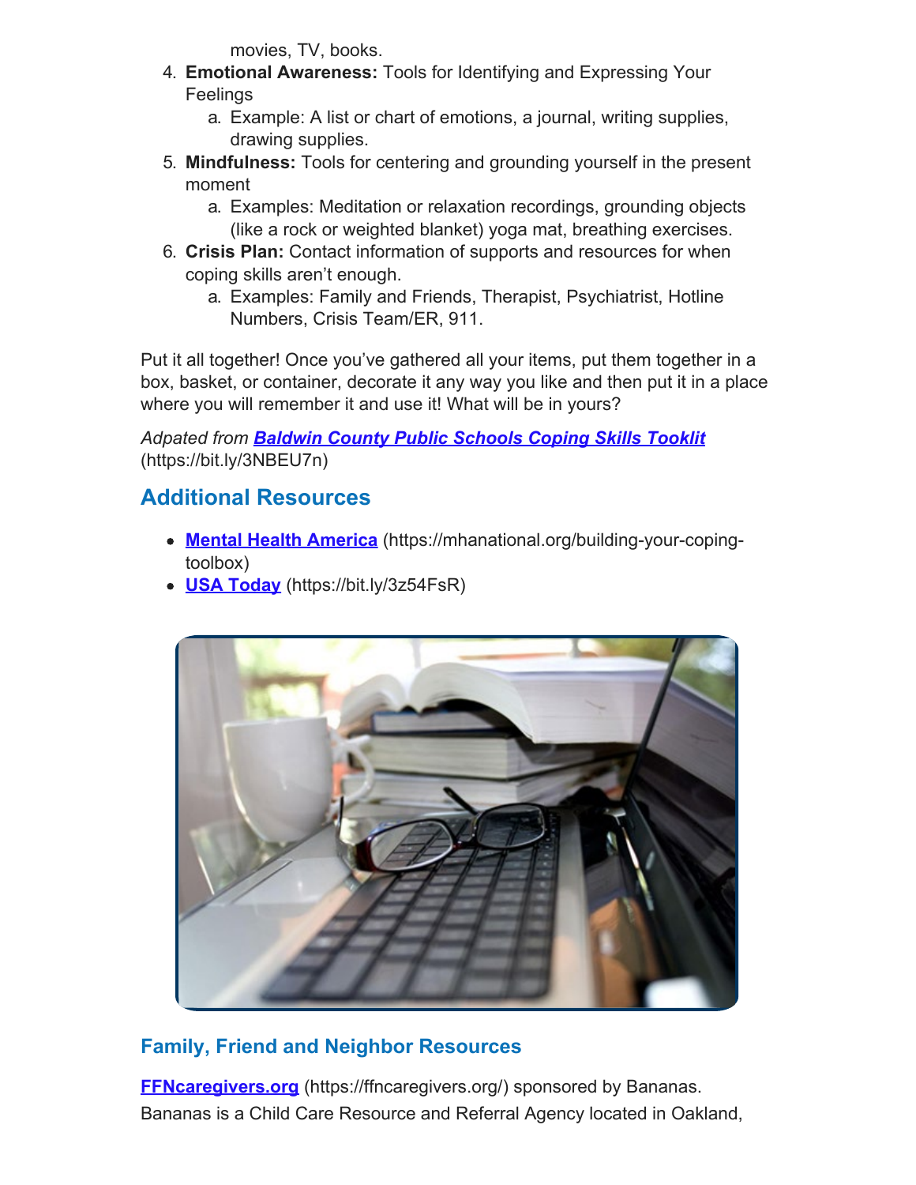movies, TV, books.

4. **Emotional Awareness:** Tools for Identifying and Expressing Your Feelings
   a. Example: A list or chart of emotions, a journal, writing supplies, drawing supplies.
5. **Mindfulness:** Tools for centering and grounding yourself in the present moment
   a. Examples: Meditation or relaxation recordings, grounding objects (like a rock or weighted blanket) yoga mat, breathing exercises.
6. **Crisis Plan:** Contact information of supports and resources for when coping skills aren't enough.
   a. Examples: Family and Friends, Therapist, Psychiatrist, Hotline Numbers, Crisis Team/ER, 911.

Put it all together! Once you've gathered all your items, put them together in a box, basket, or container, decorate it any way you like and then put it in a place where you will remember it and use it! What will be in yours?

*Adpated from **Baldwin County Public Schools Coping Skills Tooklit*** (https://bit.ly/3NBEU7n)

## Additional Resources

- **Mental Health America** (https://mhanational.org/building-your-coping-toolbox)
- **USA Today** (https://bit.ly/3z54FsR)

### Family, Friend and Neighbor Resources

**FFNcaregivers.org** (https://ffncaregivers.org/) sponsored by Bananas. Bananas is a Child Care Resource and Referral Agency located in Oakland,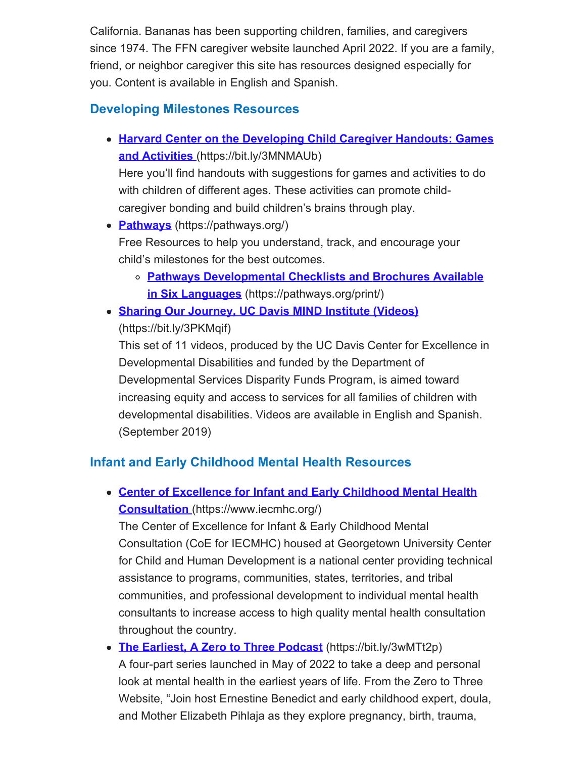California. Bananas has been supporting children, families, and caregivers since 1974. The FFN caregiver website launched April 2022. If you are a family, friend, or neighbor caregiver this site has resources designed especially for you. Content is available in English and Spanish.

### Developing Milestones Resources

- **Harvard Center on the Developing Child Caregiver Handouts: Games and Activities** (https://bit.ly/3MNMAUb)
  Here you'll find handouts with suggestions for games and activities to do with children of different ages. These activities can promote child-caregiver bonding and build children's brains through play.
- **Pathways** (https://pathways.org/)
  Free Resources to help you understand, track, and encourage your child's milestones for the best outcomes.
  - **Pathways Developmental Checklists and Brochures Available in Six Languages** (https://pathways.org/print/)
- **Sharing Our Journey, UC Davis MIND Institute (Videos)** (https://bit.ly/3PKMqif)
  This set of 11 videos, produced by the UC Davis Center for Excellence in Developmental Disabilities and funded by the Department of Developmental Services Disparity Funds Program, is aimed toward increasing equity and access to services for all families of children with developmental disabilities. Videos are available in English and Spanish. (September 2019)

### Infant and Early Childhood Mental Health Resources

- **Center of Excellence for Infant and Early Childhood Mental Health Consultation** (https://www.iecmhc.org/)
  The Center of Excellence for Infant & Early Childhood Mental Consultation (CoE for IECMHC) housed at Georgetown University Center for Child and Human Development is a national center providing technical assistance to programs, communities, states, territories, and tribal communities, and professional development to individual mental health consultants to increase access to high quality mental health consultation throughout the country.
- **The Earliest, A Zero to Three Podcast** (https://bit.ly/3wMTt2p)
  A four-part series launched in May of 2022 to take a deep and personal look at mental health in the earliest years of life. From the Zero to Three Website, "Join host Ernestine Benedict and early childhood expert, doula, and Mother Elizabeth Pihlaja as they explore pregnancy, birth, trauma,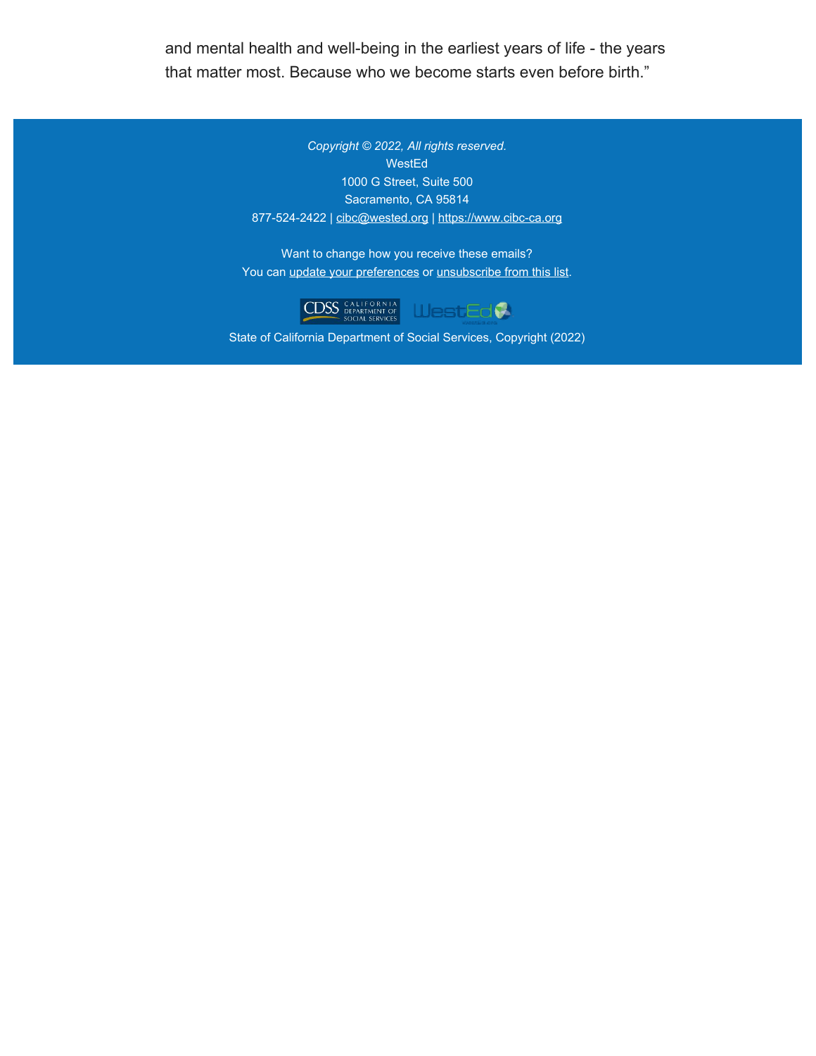and mental health and well-being in the earliest years of life - the years that matter most. Because who we become starts even before birth."

*Copyright © 2022, All rights reserved.*
WestEd
1000 G Street, Suite 500
Sacramento, CA 95814
877-524-2422 | cibc@wested.org | https://www.cibc-ca.org

Want to change how you receive these emails?
You can update your preferences or unsubscribe from this list.

State of California Department of Social Services, Copyright (2022)